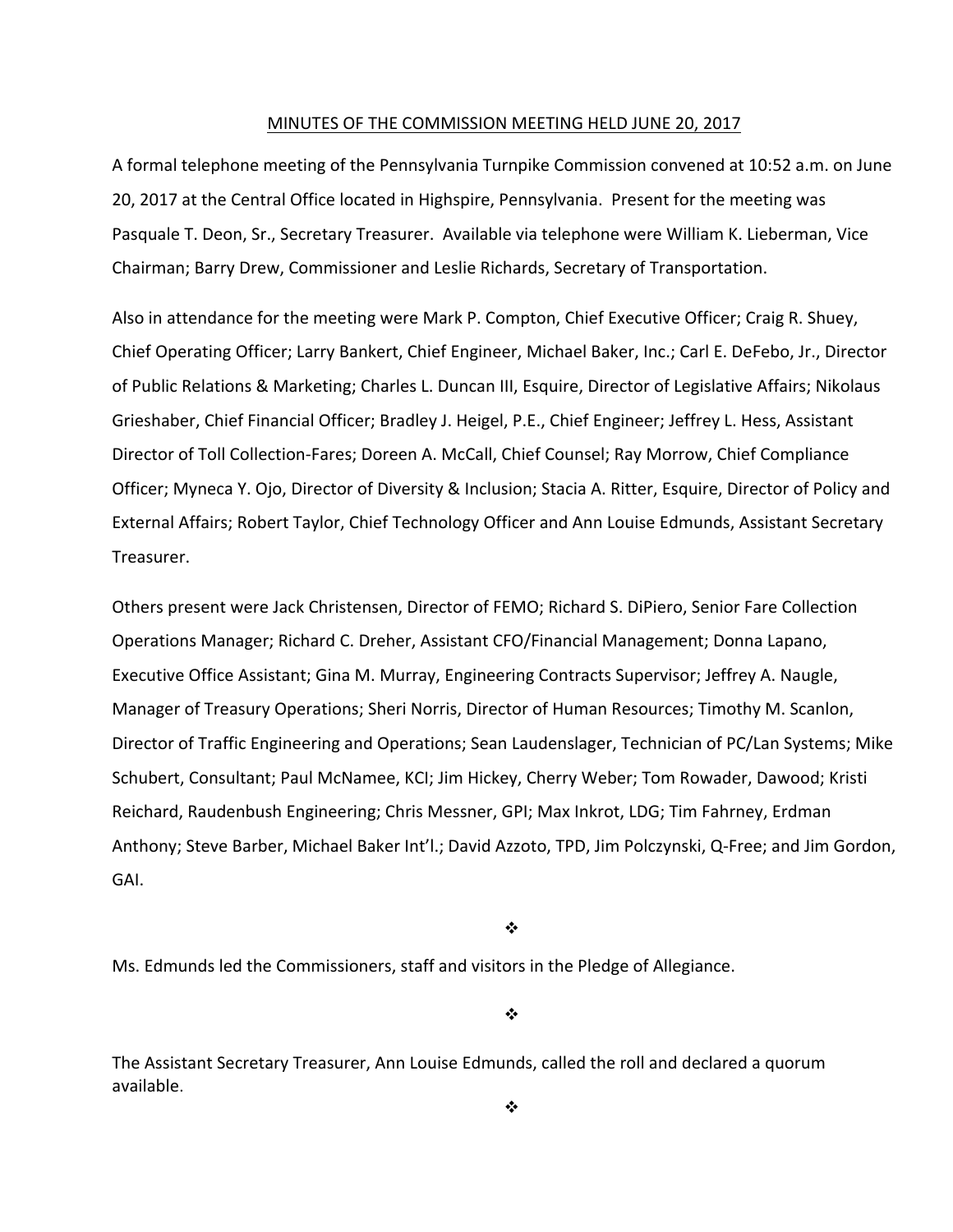MINUTES OF THE COMMISSION MEETING HELD JUNE 20, 2017

A formal telephone meeting of the Pennsylvania Turnpike Commission convened at 10:52 a.m. on June 20, 2017 at the Central Office located in Highspire, Pennsylvania. Present for the meeting was Pasquale T. Deon, Sr., Secretary Treasurer. Available via telephone were William K. Lieberman, Vice Chairman; Barry Drew, Commissioner and Leslie Richards, Secretary of Transportation.

Also in attendance for the meeting were Mark P. Compton, Chief Executive Officer; Craig R. Shuey, Chief Operating Officer; Larry Bankert, Chief Engineer, Michael Baker, Inc.; Carl E. DeFebo, Jr., Director of Public Relations & Marketing; Charles L. Duncan III, Esquire, Director of Legislative Affairs; Nikolaus Grieshaber, Chief Financial Officer; Bradley J. Heigel, P.E., Chief Engineer; Jeffrey L. Hess, Assistant Director of Toll Collection-Fares; Doreen A. McCall, Chief Counsel; Ray Morrow, Chief Compliance Officer; Myneca Y. Ojo, Director of Diversity & Inclusion; Stacia A. Ritter, Esquire, Director of Policy and External Affairs; Robert Taylor, Chief Technology Officer and Ann Louise Edmunds, Assistant Secretary Treasurer.

Others present were Jack Christensen, Director of FEMO; Richard S. DiPiero, Senior Fare Collection Operations Manager; Richard C. Dreher, Assistant CFO/Financial Management; Donna Lapano, Executive Office Assistant; Gina M. Murray, Engineering Contracts Supervisor; Jeffrey A. Naugle, Manager of Treasury Operations; Sheri Norris, Director of Human Resources; Timothy M. Scanlon, Director of Traffic Engineering and Operations; Sean Laudenslager, Technician of PC/Lan Systems; Mike Schubert, Consultant; Paul McNamee, KCI; Jim Hickey, Cherry Weber; Tom Rowader, Dawood; Kristi Reichard, Raudenbush Engineering; Chris Messner, GPI; Max Inkrot, LDG; Tim Fahrney, Erdman Anthony; Steve Barber, Michael Baker Int'l.; David Azzoto, TPD, Jim Polczynski, Q-Free; and Jim Gordon, GAI.

❖

Ms. Edmunds led the Commissioners, staff and visitors in the Pledge of Allegiance.

❖

The Assistant Secretary Treasurer, Ann Louise Edmunds, called the roll and declared a quorum available.

❖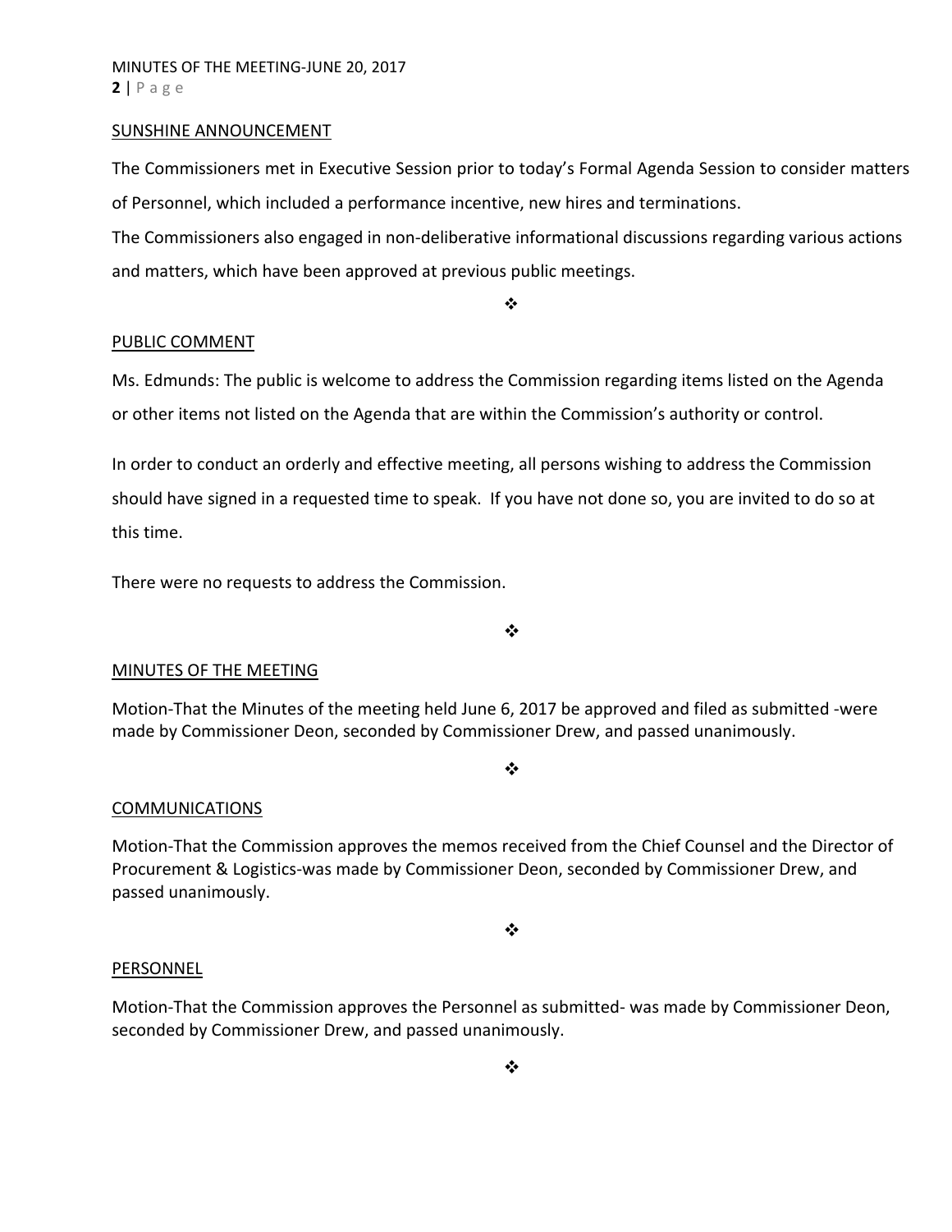## SUNSHINE ANNOUNCEMENT

The Commissioners met in Executive Session prior to today's Formal Agenda Session to consider matters of Personnel, which included a performance incentive, new hires and terminations.

The Commissioners also engaged in non-deliberative informational discussions regarding various actions and matters, which have been approved at previous public meetings.

❖

## PUBLIC COMMENT

Ms. Edmunds: The public is welcome to address the Commission regarding items listed on the Agenda or other items not listed on the Agenda that are within the Commission's authority or control.

In order to conduct an orderly and effective meeting, all persons wishing to address the Commission should have signed in a requested time to speak. If you have not done so, you are invited to do so at this time.

There were no requests to address the Commission.

❖

## MINUTES OF THE MEETING

Motion-That the Minutes of the meeting held June 6, 2017 be approved and filed as submitted -were made by Commissioner Deon, seconded by Commissioner Drew, and passed unanimously.

❖

## COMMUNICATIONS

Motion-That the Commission approves the memos received from the Chief Counsel and the Director of Procurement & Logistics-was made by Commissioner Deon, seconded by Commissioner Drew, and passed unanimously.

❖

## PERSONNEL

Motion-That the Commission approves the Personnel as submitted- was made by Commissioner Deon, seconded by Commissioner Drew, and passed unanimously.

❖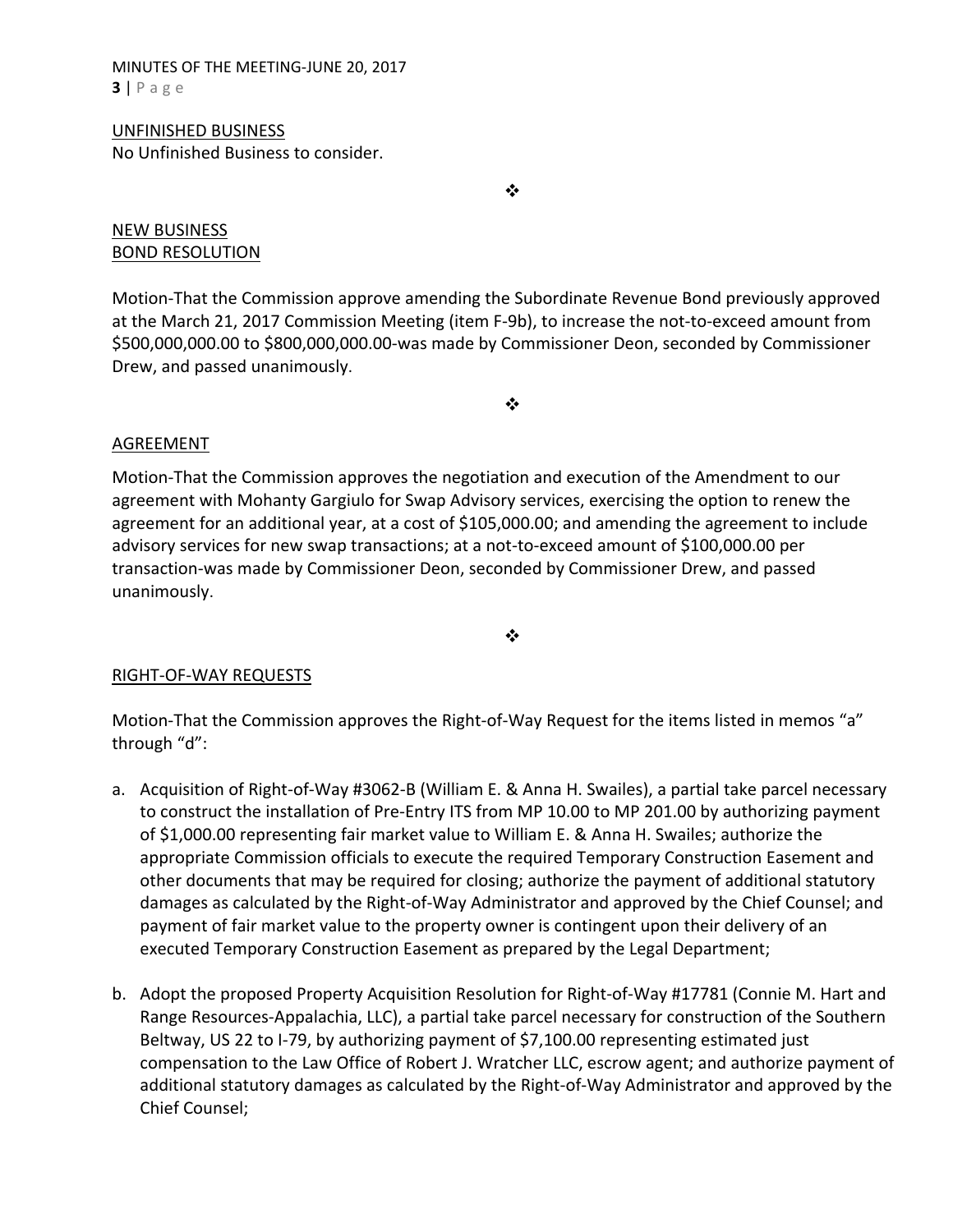UNFINISHED BUSINESS

No Unfinished Business to consider.

❖

NEW BUSINESS

BOND RESOLUTION

Motion-That the Commission approve amending the Subordinate Revenue Bond previously approved at the March 21, 2017 Commission Meeting (item F-9b), to increase the not-to-exceed amount from $500,000,000.00 to $800,000,000.00-was made by Commissioner Deon, seconded by Commissioner Drew, and passed unanimously.

❖

AGREEMENT

Motion-That the Commission approves the negotiation and execution of the Amendment to our agreement with Mohanty Gargiulo for Swap Advisory services, exercising the option to renew the agreement for an additional year, at a cost of $105,000.00; and amending the agreement to include advisory services for new swap transactions; at a not-to-exceed amount of $100,000.00 per transaction-was made by Commissioner Deon, seconded by Commissioner Drew, and passed unanimously.

❖

RIGHT-OF-WAY REQUESTS

Motion-That the Commission approves the Right-of-Way Request for the items listed in memos "a" through "d":

a. Acquisition of Right-of-Way #3062-B (William E. & Anna H. Swailes), a partial take parcel necessary to construct the installation of Pre-Entry ITS from MP 10.00 to MP 201.00 by authorizing payment of $1,000.00 representing fair market value to William E. & Anna H. Swailes; authorize the appropriate Commission officials to execute the required Temporary Construction Easement and other documents that may be required for closing; authorize the payment of additional statutory damages as calculated by the Right-of-Way Administrator and approved by the Chief Counsel; and payment of fair market value to the property owner is contingent upon their delivery of an executed Temporary Construction Easement as prepared by the Legal Department;

b. Adopt the proposed Property Acquisition Resolution for Right-of-Way #17781 (Connie M. Hart and Range Resources-Appalachia, LLC), a partial take parcel necessary for construction of the Southern Beltway, US 22 to I-79, by authorizing payment of $7,100.00 representing estimated just compensation to the Law Office of Robert J. Wratcher LLC, escrow agent; and authorize payment of additional statutory damages as calculated by the Right-of-Way Administrator and approved by the Chief Counsel;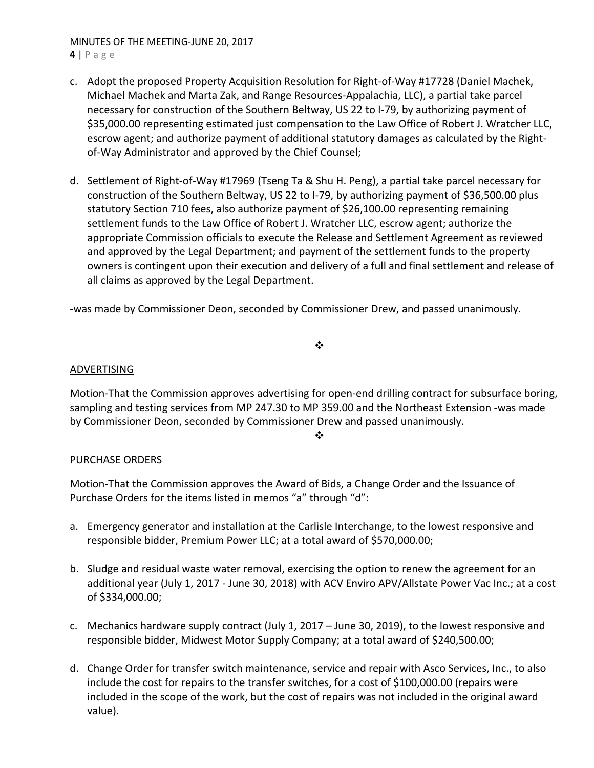c. Adopt the proposed Property Acquisition Resolution for Right-of-Way #17728 (Daniel Machek, Michael Machek and Marta Zak, and Range Resources-Appalachia, LLC), a partial take parcel necessary for construction of the Southern Beltway, US 22 to I-79, by authorizing payment of $35,000.00 representing estimated just compensation to the Law Office of Robert J. Wratcher LLC, escrow agent; and authorize payment of additional statutory damages as calculated by the Right-of-Way Administrator and approved by the Chief Counsel;

d. Settlement of Right-of-Way #17969 (Tseng Ta & Shu H. Peng), a partial take parcel necessary for construction of the Southern Beltway, US 22 to I-79, by authorizing payment of $36,500.00 plus statutory Section 710 fees, also authorize payment of $26,100.00 representing remaining settlement funds to the Law Office of Robert J. Wratcher LLC, escrow agent; authorize the appropriate Commission officials to execute the Release and Settlement Agreement as reviewed and approved by the Legal Department; and payment of the settlement funds to the property owners is contingent upon their execution and delivery of a full and final settlement and release of all claims as approved by the Legal Department.

-was made by Commissioner Deon, seconded by Commissioner Drew, and passed unanimously.

❖

ADVERTISING

Motion-That the Commission approves advertising for open-end drilling contract for subsurface boring, sampling and testing services from MP 247.30 to MP 359.00 and the Northeast Extension -was made by Commissioner Deon, seconded by Commissioner Drew and passed unanimously.

❖

PURCHASE ORDERS

Motion-That the Commission approves the Award of Bids, a Change Order and the Issuance of Purchase Orders for the items listed in memos "a" through "d":

a. Emergency generator and installation at the Carlisle Interchange, to the lowest responsive and responsible bidder, Premium Power LLC; at a total award of $570,000.00;

b. Sludge and residual waste water removal, exercising the option to renew the agreement for an additional year (July 1, 2017 - June 30, 2018) with ACV Enviro APV/Allstate Power Vac Inc.; at a cost of $334,000.00;

c. Mechanics hardware supply contract (July 1, 2017 – June 30, 2019), to the lowest responsive and responsible bidder, Midwest Motor Supply Company; at a total award of $240,500.00;

d. Change Order for transfer switch maintenance, service and repair with Asco Services, Inc., to also include the cost for repairs to the transfer switches, for a cost of $100,000.00 (repairs were included in the scope of the work, but the cost of repairs was not included in the original award value).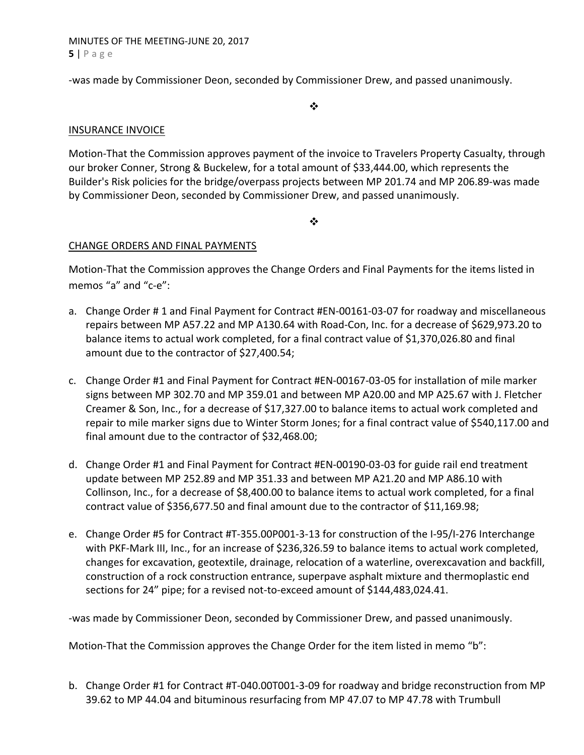-was made by Commissioner Deon, seconded by Commissioner Drew, and passed unanimously.

❖

## INSURANCE INVOICE

Motion-That the Commission approves payment of the invoice to Travelers Property Casualty, through our broker Conner, Strong & Buckelew, for a total amount of $33,444.00, which represents the Builder's Risk policies for the bridge/overpass projects between MP 201.74 and MP 206.89-was made by Commissioner Deon, seconded by Commissioner Drew, and passed unanimously.

❖

## CHANGE ORDERS AND FINAL PAYMENTS

Motion-That the Commission approves the Change Orders and Final Payments for the items listed in memos "a" and "c-e":

a. Change Order # 1 and Final Payment for Contract #EN-00161-03-07 for roadway and miscellaneous repairs between MP A57.22 and MP A130.64 with Road-Con, Inc. for a decrease of $629,973.20 to balance items to actual work completed, for a final contract value of $1,370,026.80 and final amount due to the contractor of $27,400.54;

c. Change Order #1 and Final Payment for Contract #EN-00167-03-05 for installation of mile marker signs between MP 302.70 and MP 359.01 and between MP A20.00 and MP A25.67 with J. Fletcher Creamer & Son, Inc., for a decrease of $17,327.00 to balance items to actual work completed and repair to mile marker signs due to Winter Storm Jones; for a final contract value of $540,117.00 and final amount due to the contractor of $32,468.00;

d. Change Order #1 and Final Payment for Contract #EN-00190-03-03 for guide rail end treatment update between MP 252.89 and MP 351.33 and between MP A21.20 and MP A86.10 with Collinson, Inc., for a decrease of $8,400.00 to balance items to actual work completed, for a final contract value of $356,677.50 and final amount due to the contractor of $11,169.98;

e. Change Order #5 for Contract #T-355.00P001-3-13 for construction of the I-95/I-276 Interchange with PKF-Mark III, Inc., for an increase of $236,326.59 to balance items to actual work completed, changes for excavation, geotextile, drainage, relocation of a waterline, overexcavation and backfill, construction of a rock construction entrance, superpave asphalt mixture and thermoplastic end sections for 24" pipe; for a revised not-to-exceed amount of $144,483,024.41.

-was made by Commissioner Deon, seconded by Commissioner Drew, and passed unanimously.

Motion-That the Commission approves the Change Order for the item listed in memo "b":

b. Change Order #1 for Contract #T-040.00T001-3-09 for roadway and bridge reconstruction from MP 39.62 to MP 44.04 and bituminous resurfacing from MP 47.07 to MP 47.78 with Trumbull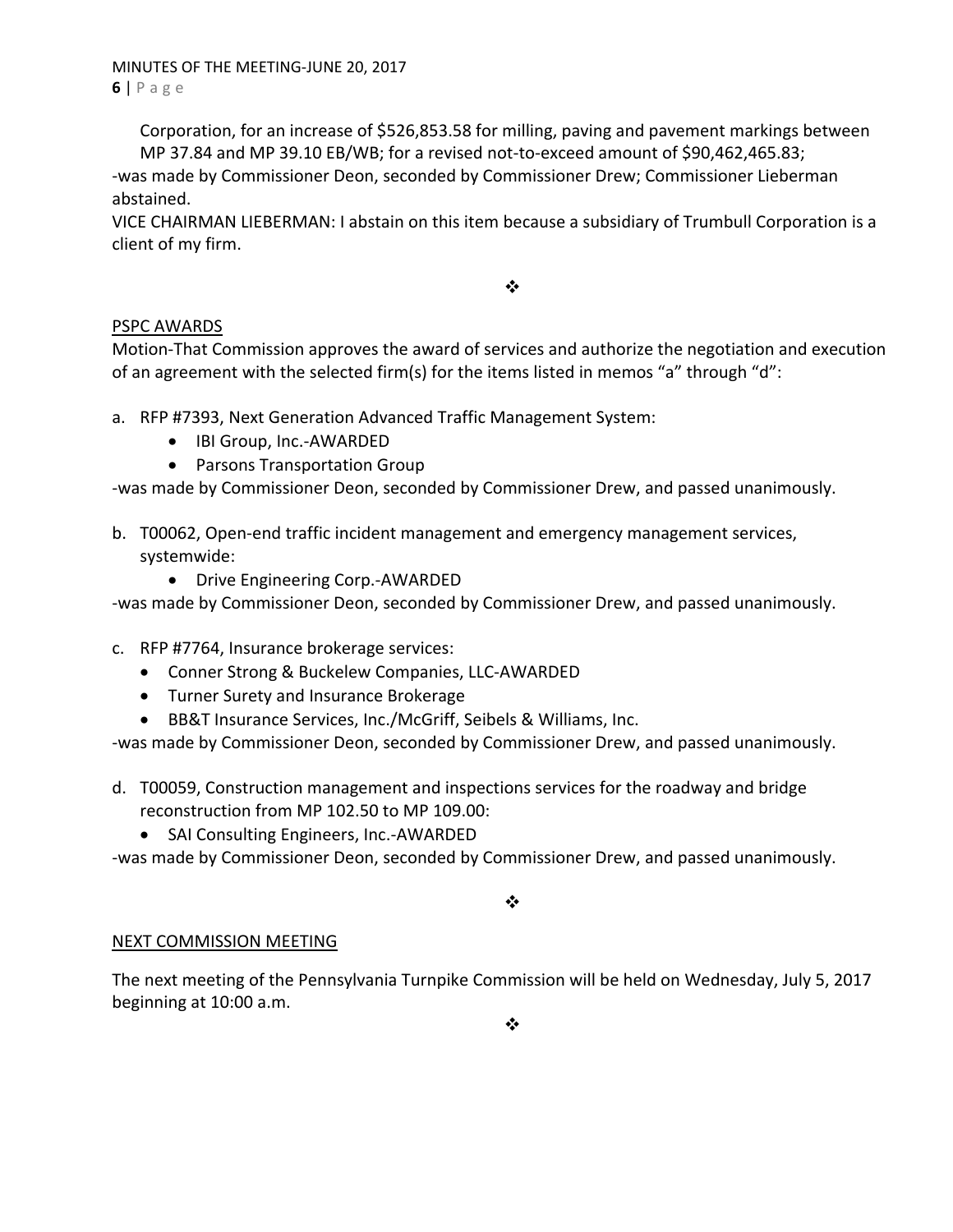Corporation, for an increase of $526,853.58 for milling, paving and pavement markings between MP 37.84 and MP 39.10 EB/WB; for a revised not-to-exceed amount of $90,462,465.83;

-was made by Commissioner Deon, seconded by Commissioner Drew; Commissioner Lieberman abstained.

VICE CHAIRMAN LIEBERMAN: I abstain on this item because a subsidiary of Trumbull Corporation is a client of my firm.

❖

PSPC AWARDS

Motion-That Commission approves the award of services and authorize the negotiation and execution of an agreement with the selected firm(s) for the items listed in memos "a" through "d":

a. RFP #7393, Next Generation Advanced Traffic Management System:
    - IBI Group, Inc.-AWARDED
    - Parsons Transportation Group

-was made by Commissioner Deon, seconded by Commissioner Drew, and passed unanimously.

b. T00062, Open-end traffic incident management and emergency management services, systemwide:
    - Drive Engineering Corp.-AWARDED

-was made by Commissioner Deon, seconded by Commissioner Drew, and passed unanimously.

c. RFP #7764, Insurance brokerage services:
    - Conner Strong & Buckelew Companies, LLC-AWARDED
    - Turner Surety and Insurance Brokerage
    - BB&T Insurance Services, Inc./McGriff, Seibels & Williams, Inc.

-was made by Commissioner Deon, seconded by Commissioner Drew, and passed unanimously.

d. T00059, Construction management and inspections services for the roadway and bridge reconstruction from MP 102.50 to MP 109.00:
    - SAI Consulting Engineers, Inc.-AWARDED

-was made by Commissioner Deon, seconded by Commissioner Drew, and passed unanimously.

❖

NEXT COMMISSION MEETING

The next meeting of the Pennsylvania Turnpike Commission will be held on Wednesday, July 5, 2017 beginning at 10:00 a.m.

❖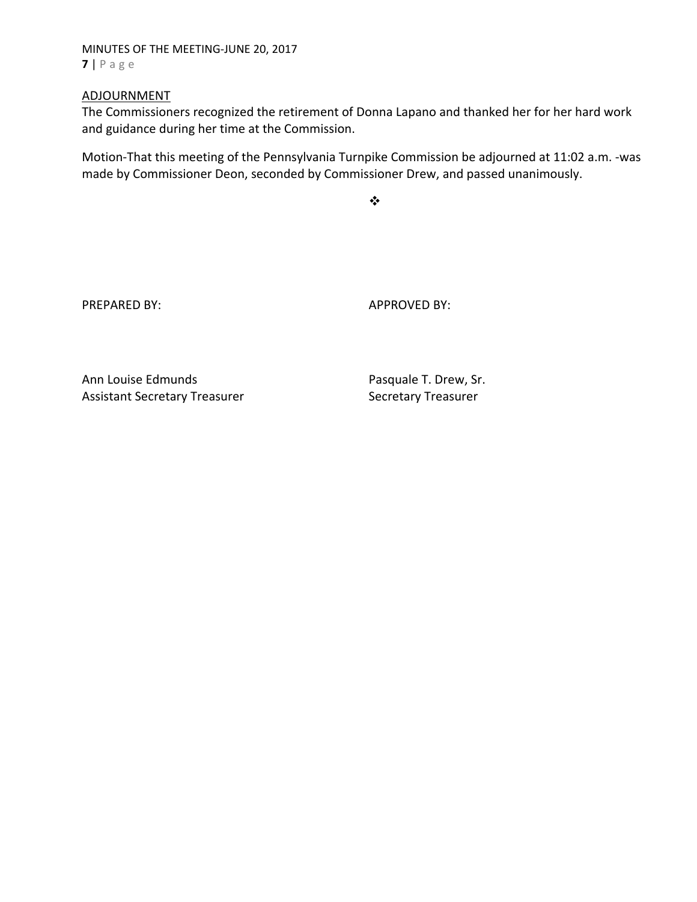## ADJOURNMENT

The Commissioners recognized the retirement of Donna Lapano and thanked her for her hard work and guidance during her time at the Commission.

Motion-That this meeting of the Pennsylvania Turnpike Commission be adjourned at 11:02 a.m. -was made by Commissioner Deon, seconded by Commissioner Drew, and passed unanimously.

❖

| | |
|---|---|
| PREPARED BY: | APPROVED BY: |
| Ann Louise Edmunds<br>Assistant Secretary Treasurer | Pasquale T. Drew, Sr.<br>Secretary Treasurer |